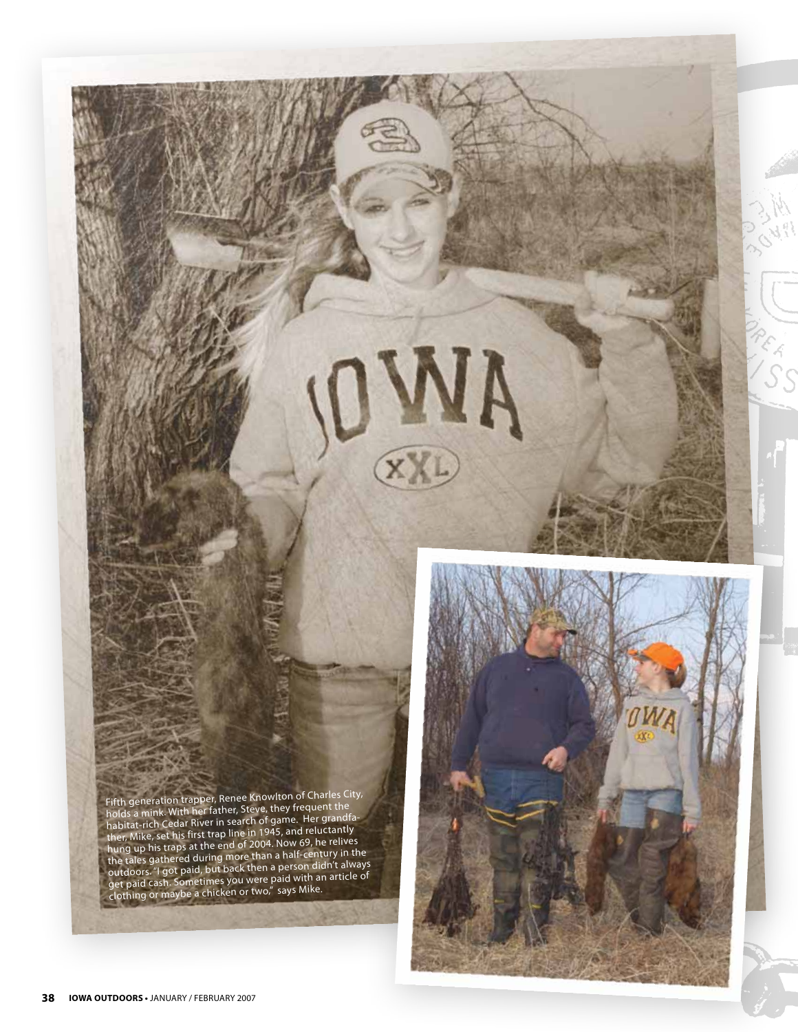Fifth generation trapper, Renee Knowlton of Charles City, holds a mink. With her father, Steve, they frequent the habitat-rich Cedar River in search of game. Her grandfather, Mike, set his first trap line in 1945, and reluctantly hung up his traps at the end of 2004. Now 69, he relives the tales gathered during more than a half-century in the outdoors. "I got paid, but back then a person didn't always get paid cash. Sometimes you were paid with an article of clothing or maybe a chicken or two," says Mike.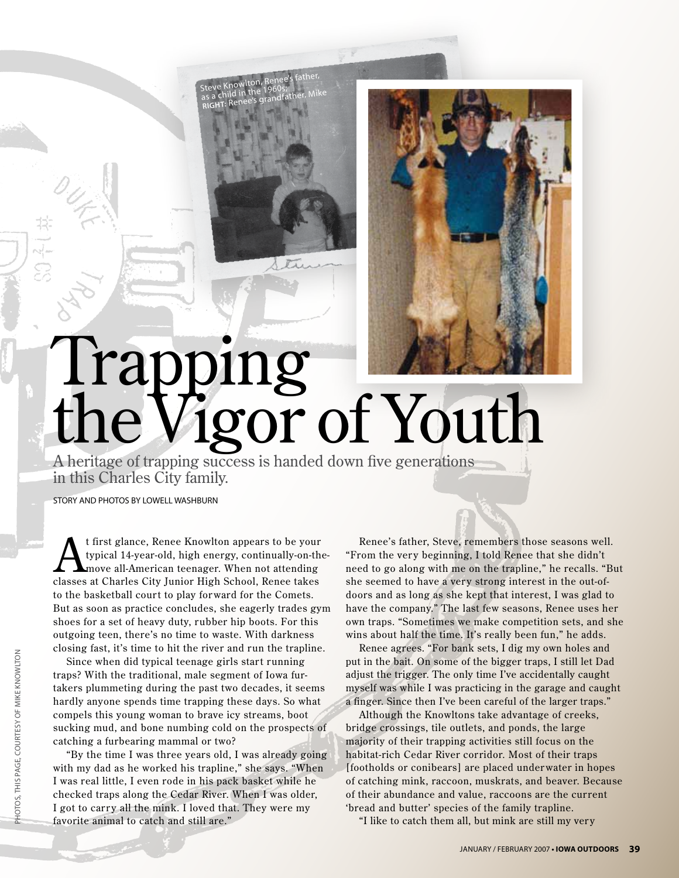Steve Knowlton, Renee's father, as a child in the 1960s; **RIGHT:** Renee's grandfather, Mike

# Trapping the Vigor of Youth

A heritage of trapping success is handed down five generations in this Charles City family.

STORY AND PHOTOS BY LOWELL WASHBURN

PHOTOS, THIS PAGE, COURTESY OF MIKE KNOWLTON

At first glance, Renee Knowlton appears to be your typical 14-year-old, high energy, continually-on-the-move all-American teenager. When not attending classes at Charles City Junior High School, Renee takes to the basketball court to play forward for the Comets. But as soon as practice concludes, she eagerly trades gym shoes for a set of heavy duty, rubber hip boots. For this outgoing teen, there's no time to waste. With darkness closing fast, it's time to hit the river and run the trapline.

Since when did typical teenage girls start running traps? With the traditional, male segment of Iowa furtakers plummeting during the past two decades, it seems hardly anyone spends time trapping these days. So what compels this young woman to brave icy streams, boot sucking mud, and bone numbing cold on the prospects of catching a furbearing mammal or two?

"By the time I was three years old, I was already going with my dad as he worked his trapline," she says. "When I was real little, I even rode in his pack basket while he checked traps along the Cedar River. When I was older, I got to carry all the mink. I loved that. They were my favorite animal to catch and still are."

Renee's father, Steve, remembers those seasons well. "From the very beginning, I told Renee that she didn't need to go along with me on the trapline," he recalls. "But she seemed to have a very strong interest in the out-of-doors and as long as she kept that interest, I was glad to have the company." The last few seasons, Renee uses her own traps. "Sometimes we make competition sets, and she wins about half the time. It's really been fun," he adds.

Renee agrees. "For bank sets, I dig my own holes and put in the bait. On some of the bigger traps, I still let Dad adjust the trigger. The only time I've accidentally caught myself was while I was practicing in the garage and caught a finger. Since then I've been careful of the larger traps."

Although the Knowltons take advantage of creeks, bridge crossings, tile outlets, and ponds, the large majority of their trapping activities still focus on the habitat-rich Cedar River corridor. Most of their traps [footholds or conibears] are placed underwater in hopes of catching mink, raccoon, muskrats, and beaver. Because of their abundance and value, raccoons are the current 'bread and butter' species of the family trapline.

"I like to catch them all, but mink are still my very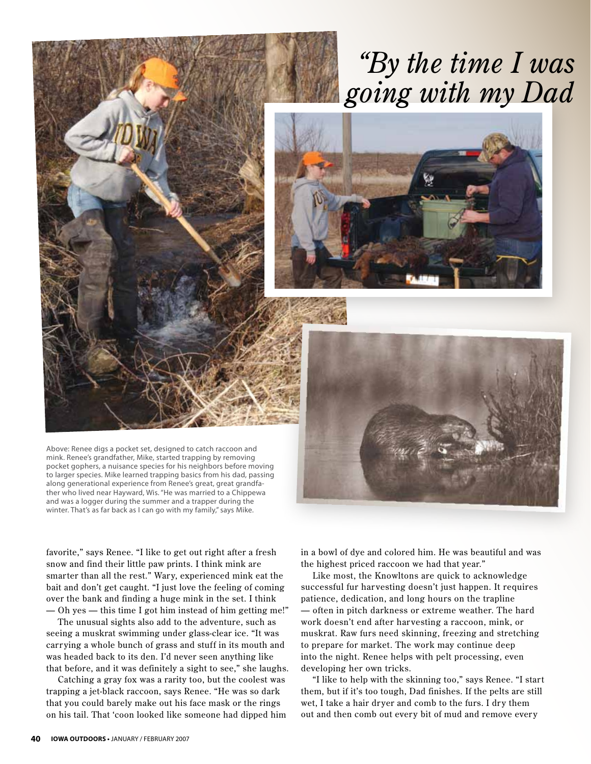# *"By the time I was going with my Dad*

Above: Renee digs a pocket set, designed to catch raccoon and mink. Renee's grandfather, Mike, started trapping by removing pocket gophers, a nuisance species for his neighbors before moving to larger species. Mike learned trapping basics from his dad, passing along generational experience from Renee's great, great grandfather who lived near Hayward, Wis. "He was married to a Chippewa and was a logger during the summer and a trapper during the winter. That's as far back as I can go with my family," says Mike.

favorite," says Renee. "I like to get out right after a fresh snow and find their little paw prints. I think mink are smarter than all the rest." Wary, experienced mink eat the bait and don't get caught. "I just love the feeling of coming over the bank and finding a huge mink in the set. I think — Oh yes — this time I got him instead of him getting me!"

The unusual sights also add to the adventure, such as seeing a muskrat swimming under glass-clear ice. "It was carrying a whole bunch of grass and stuff in its mouth and was headed back to its den. I'd never seen anything like that before, and it was definitely a sight to see," she laughs.

Catching a gray fox was a rarity too, but the coolest was trapping a jet-black raccoon, says Renee. "He was so dark that you could barely make out his face mask or the rings on his tail. That 'coon looked like someone had dipped him in a bowl of dye and colored him. He was beautiful and was the highest priced raccoon we had that year."

Like most, the Knowltons are quick to acknowledge successful fur harvesting doesn't just happen. It requires patience, dedication, and long hours on the trapline — often in pitch darkness or extreme weather. The hard work doesn't end after harvesting a raccoon, mink, or muskrat. Raw furs need skinning, freezing and stretching to prepare for market. The work may continue deep into the night. Renee helps with pelt processing, even developing her own tricks.

"I like to help with the skinning too," says Renee. "I start them, but if it's too tough, Dad finishes. If the pelts are still wet, I take a hair dryer and comb to the furs. I dry them out and then comb out every bit of mud and remove every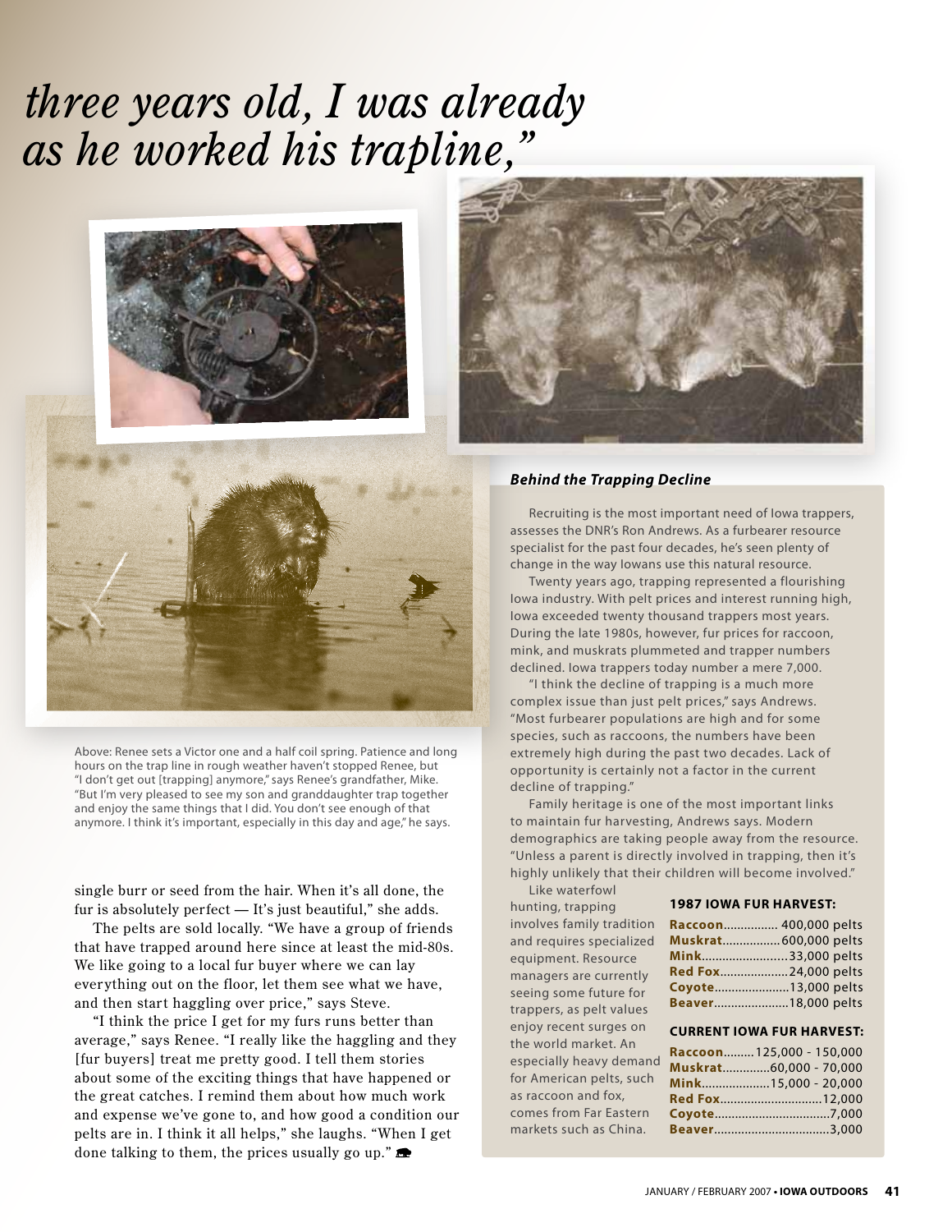# three years old, I was already as he worked his trapline,"

Above: Renee sets a Victor one and a half coil spring. Patience and long hours on the trap line in rough weather haven't stopped Renee, but "I don't get out [trapping] anymore," says Renee's grandfather, Mike. "But I'm very pleased to see my son and granddaughter trap together and enjoy the same things that I did. You don't see enough of that anymore. I think it's important, especially in this day and age," he says.

single burr or seed from the hair. When it's all done, the fur is absolutely perfect — It's just beautiful," she adds.

The pelts are sold locally. "We have a group of friends that have trapped around here since at least the mid-80s. We like going to a local fur buyer where we can lay everything out on the floor, let them see what we have, and then start haggling over price," says Steve.

"I think the price I get for my furs runs better than average," says Renee. "I really like the haggling and they [fur buyers] treat me pretty good. I tell them stories about some of the exciting things that have happened or the great catches. I remind them about how much work and expense we've gone to, and how good a condition our pelts are in. I think it all helps," she laughs. "When I get done talking to them, the prices usually go up."

### *Behind the Trapping Decline*

Recruiting is the most important need of Iowa trappers, assesses the DNR's Ron Andrews. As a furbearer resource specialist for the past four decades, he's seen plenty of change in the way Iowans use this natural resource.

Twenty years ago, trapping represented a flourishing Iowa industry. With pelt prices and interest running high, Iowa exceeded twenty thousand trappers most years. During the late 1980s, however, fur prices for raccoon, mink, and muskrats plummeted and trapper numbers declined. Iowa trappers today number a mere 7,000.

"I think the decline of trapping is a much more complex issue than just pelt prices," says Andrews. "Most furbearer populations are high and for some species, such as raccoons, the numbers have been extremely high during the past two decades. Lack of opportunity is certainly not a factor in the current decline of trapping."

Family heritage is one of the most important links to maintain fur harvesting, Andrews says. Modern demographics are taking people away from the resource. "Unless a parent is directly involved in trapping, then it's highly unlikely that their children will become involved."

Like waterfowl hunting, trapping involves family tradition and requires specialized equipment. Resource managers are currently seeing some future for trappers, as pelt values enjoy recent surges on the world market. An especially heavy demand for American pelts, such as raccoon and fox, comes from Far Eastern markets such as China.

**1987 IOWA FUR HARVEST:**

| | |
|---|---|
| **Raccoon** | 400,000 pelts |
| **Muskrat** | 600,000 pelts |
| **Mink** | 33,000 pelts |
| **Red Fox** | 24,000 pelts |
| **Coyote** | 13,000 pelts |
| **Beaver** | 18,000 pelts |

**CURRENT IOWA FUR HARVEST:**

| | |
|---|---|
| **Raccoon** | 125,000 - 150,000 |
| **Muskrat** | 60,000 - 70,000 |
| **Mink** | 15,000 - 20,000 |
| **Red Fox** | 12,000 |
| **Coyote** | 7,000 |
| **Beaver** | 3,000 |